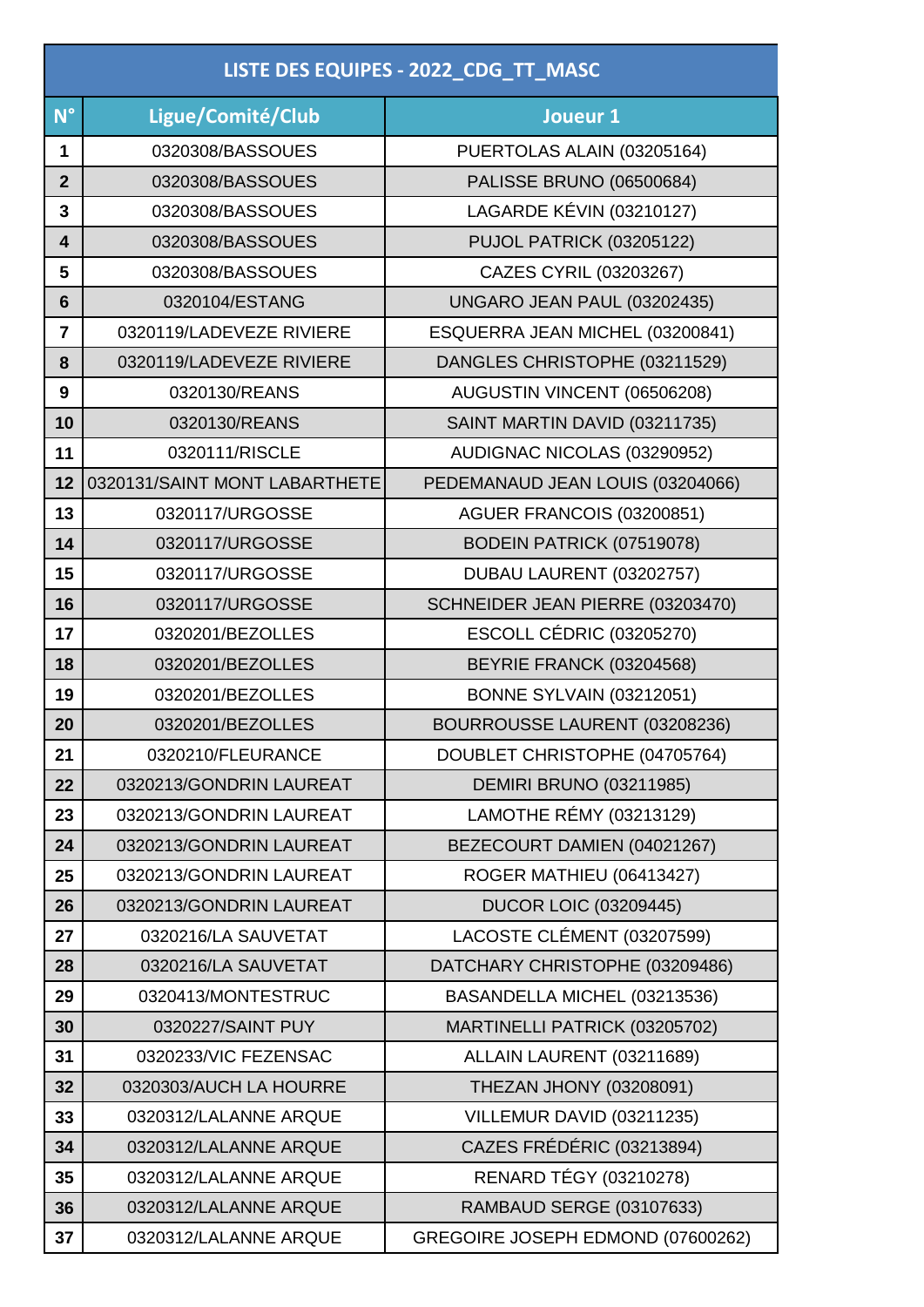| LISTE DES EQUIPES - 2022_CDG_TT_MASC | | |
|---|---|---|
| **N°** | **Ligue/Comité/Club** | **Joueur 1** |
| **1** | 0320308/BASSOUES | PUERTOLAS ALAIN (03205164) |
| **2** | 0320308/BASSOUES | PALISSE BRUNO (06500684) |
| **3** | 0320308/BASSOUES | LAGARDE KÉVIN (03210127) |
| **4** | 0320308/BASSOUES | PUJOL PATRICK (03205122) |
| **5** | 0320308/BASSOUES | CAZES CYRIL (03203267) |
| **6** | 0320104/ESTANG | UNGARO JEAN PAUL (03202435) |
| **7** | 0320119/LADEVEZE RIVIERE | ESQUERRA JEAN MICHEL (03200841) |
| **8** | 0320119/LADEVEZE RIVIERE | DANGLES CHRISTOPHE (03211529) |
| **9** | 0320130/REANS | AUGUSTIN VINCENT (06506208) |
| **10** | 0320130/REANS | SAINT MARTIN DAVID (03211735) |
| **11** | 0320111/RISCLE | AUDIGNAC NICOLAS (03290952) |
| **12** | 0320131/SAINT MONT LABARTHETE | PEDEMANAUD JEAN LOUIS (03204066) |
| **13** | 0320117/URGOSSE | AGUER FRANCOIS (03200851) |
| **14** | 0320117/URGOSSE | BODEIN PATRICK (07519078) |
| **15** | 0320117/URGOSSE | DUBAU LAURENT (03202757) |
| **16** | 0320117/URGOSSE | SCHNEIDER JEAN PIERRE (03203470) |
| **17** | 0320201/BEZOLLES | ESCOLL CÉDRIC (03205270) |
| **18** | 0320201/BEZOLLES | BEYRIE FRANCK (03204568) |
| **19** | 0320201/BEZOLLES | BONNE SYLVAIN (03212051) |
| **20** | 0320201/BEZOLLES | BOURROUSSE LAURENT (03208236) |
| **21** | 0320210/FLEURANCE | DOUBLET CHRISTOPHE (04705764) |
| **22** | 0320213/GONDRIN LAUREAT | DEMIRI BRUNO (03211985) |
| **23** | 0320213/GONDRIN LAUREAT | LAMOTHE RÉMY (03213129) |
| **24** | 0320213/GONDRIN LAUREAT | BEZECOURT DAMIEN (04021267) |
| **25** | 0320213/GONDRIN LAUREAT | ROGER MATHIEU (06413427) |
| **26** | 0320213/GONDRIN LAUREAT | DUCOR LOIC (03209445) |
| **27** | 0320216/LA SAUVETAT | LACOSTE CLÉMENT (03207599) |
| **28** | 0320216/LA SAUVETAT | DATCHARY CHRISTOPHE (03209486) |
| **29** | 0320413/MONTESTRUC | BASANDELLA MICHEL (03213536) |
| **30** | 0320227/SAINT PUY | MARTINELLI PATRICK (03205702) |
| **31** | 0320233/VIC FEZENSAC | ALLAIN LAURENT (03211689) |
| **32** | 0320303/AUCH LA HOURRE | THEZAN JHONY (03208091) |
| **33** | 0320312/LALANNE ARQUE | VILLEMUR DAVID (03211235) |
| **34** | 0320312/LALANNE ARQUE | CAZES FRÉDÉRIC (03213894) |
| **35** | 0320312/LALANNE ARQUE | RENARD TÉGY (03210278) |
| **36** | 0320312/LALANNE ARQUE | RAMBAUD SERGE (03107633) |
| **37** | 0320312/LALANNE ARQUE | GREGOIRE JOSEPH EDMOND (07600262) |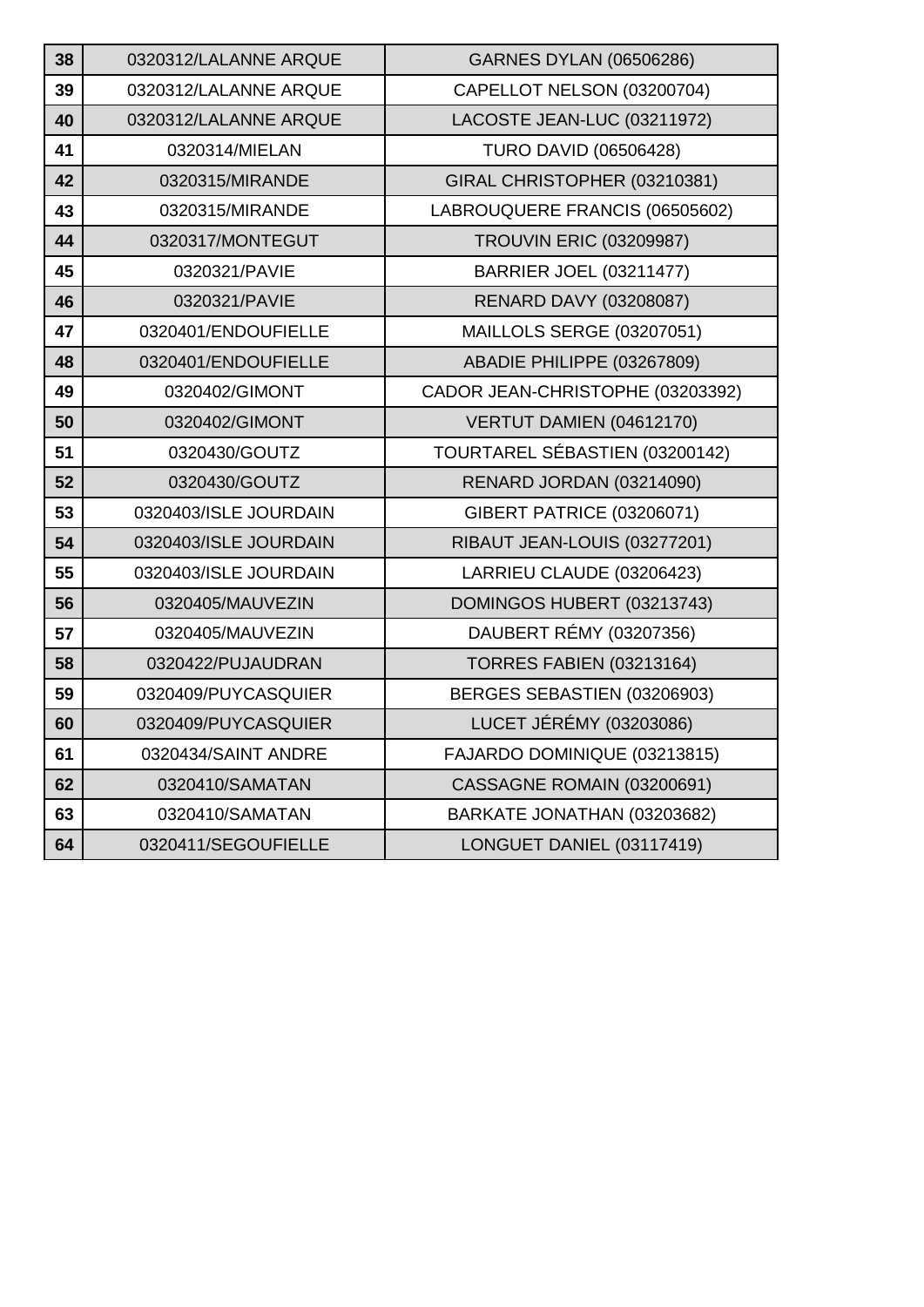| | | |
|---|---|---|
| **38** | 0320312/LALANNE ARQUE | GARNES DYLAN (06506286) |
| **39** | 0320312/LALANNE ARQUE | CAPELLOT NELSON (03200704) |
| **40** | 0320312/LALANNE ARQUE | LACOSTE JEAN-LUC (03211972) |
| **41** | 0320314/MIELAN | TURO DAVID (06506428) |
| **42** | 0320315/MIRANDE | GIRAL CHRISTOPHER (03210381) |
| **43** | 0320315/MIRANDE | LABROUQUERE FRANCIS (06505602) |
| **44** | 0320317/MONTEGUT | TROUVIN ERIC (03209987) |
| **45** | 0320321/PAVIE | BARRIER JOEL (03211477) |
| **46** | 0320321/PAVIE | RENARD DAVY (03208087) |
| **47** | 0320401/ENDOUFIELLE | MAILLOLS SERGE (03207051) |
| **48** | 0320401/ENDOUFIELLE | ABADIE PHILIPPE (03267809) |
| **49** | 0320402/GIMONT | CADOR JEAN-CHRISTOPHE (03203392) |
| **50** | 0320402/GIMONT | VERTUT DAMIEN (04612170) |
| **51** | 0320430/GOUTZ | TOURTAREL SÉBASTIEN (03200142) |
| **52** | 0320430/GOUTZ | RENARD JORDAN (03214090) |
| **53** | 0320403/ISLE JOURDAIN | GIBERT PATRICE (03206071) |
| **54** | 0320403/ISLE JOURDAIN | RIBAUT JEAN-LOUIS (03277201) |
| **55** | 0320403/ISLE JOURDAIN | LARRIEU CLAUDE (03206423) |
| **56** | 0320405/MAUVEZIN | DOMINGOS HUBERT (03213743) |
| **57** | 0320405/MAUVEZIN | DAUBERT RÉMY (03207356) |
| **58** | 0320422/PUJAUDRAN | TORRES FABIEN (03213164) |
| **59** | 0320409/PUYCASQUIER | BERGES SEBASTIEN (03206903) |
| **60** | 0320409/PUYCASQUIER | LUCET JÉRÉMY (03203086) |
| **61** | 0320434/SAINT ANDRE | FAJARDO DOMINIQUE (03213815) |
| **62** | 0320410/SAMATAN | CASSAGNE ROMAIN (03200691) |
| **63** | 0320410/SAMATAN | BARKATE JONATHAN (03203682) |
| **64** | 0320411/SEGOUFIELLE | LONGUET DANIEL (03117419) |